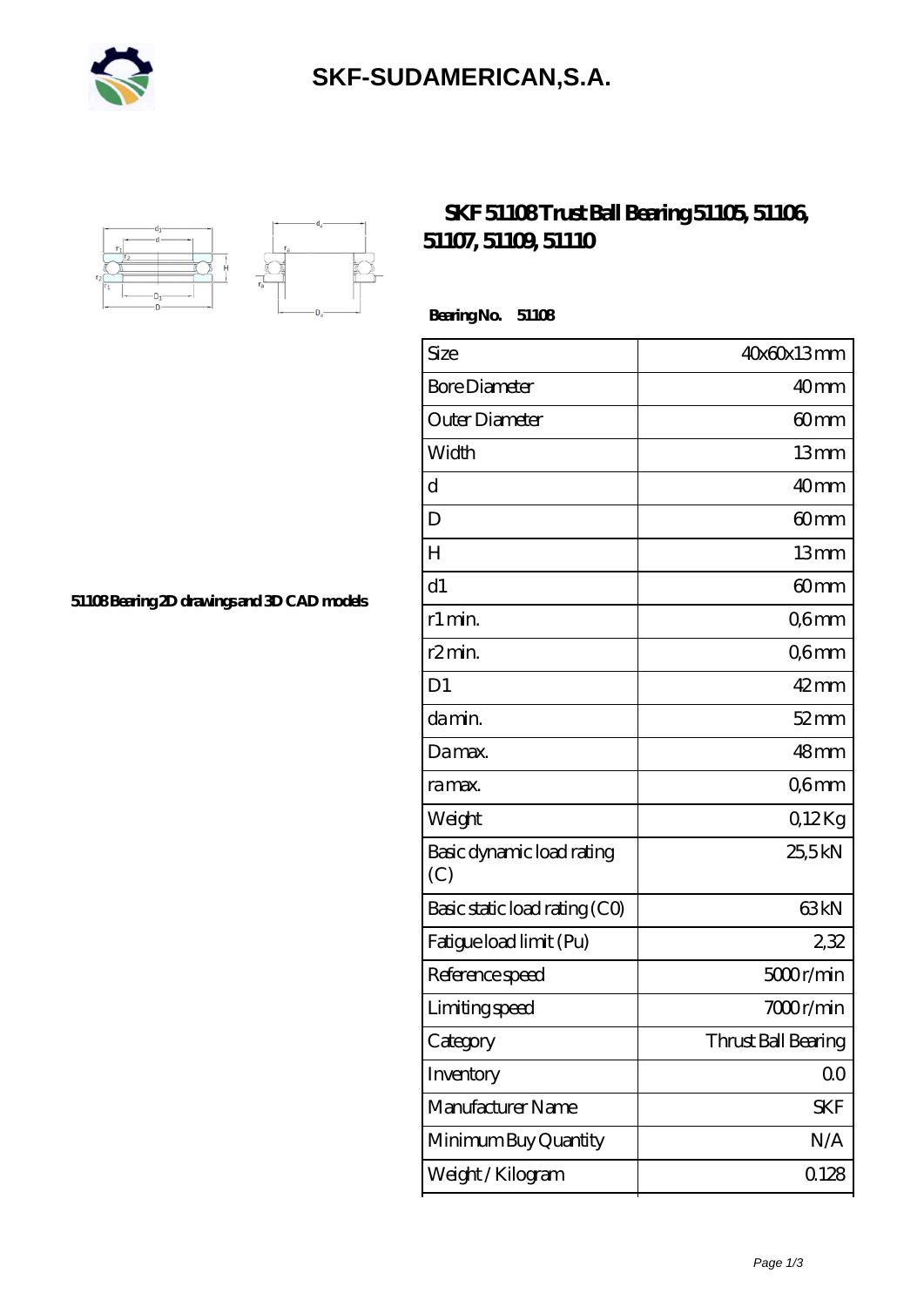# SKF-SUDAMERICAN,S.A.

## SKF 51108 Trust Ball Bearing 51105, 51106, 51107, 51109, 51110

51108 Bearing 2D drawings and 3D CAD models

**Bearing No. 51108**

| Size | 40x60x13 mm |
|---|---|
| Bore Diameter | 40 mm |
| Outer Diameter | 60 mm |
| Width | 13 mm |
| d | 40 mm |
| D | 60 mm |
| H | 13 mm |
| d1 | 60 mm |
| r1 min. | 0,6 mm |
| r2 min. | 0,6 mm |
| D1 | 42 mm |
| da min. | 52 mm |
| Da max. | 48 mm |
| ra max. | 0,6 mm |
| Weight | 0,12 Kg |
| Basic dynamic load rating (C) | 25,5 kN |
| Basic static load rating (C0) | 63 kN |
| Fatigue load limit (Pu) | 2,32 |
| Reference speed | 5000 r/min |
| Limiting speed | 7000 r/min |
| Category | Thrust Ball Bearing |
| Inventory | 0.0 |
| Manufacturer Name | SKF |
| Minimum Buy Quantity | N/A |
| Weight / Kilogram | 0.128 |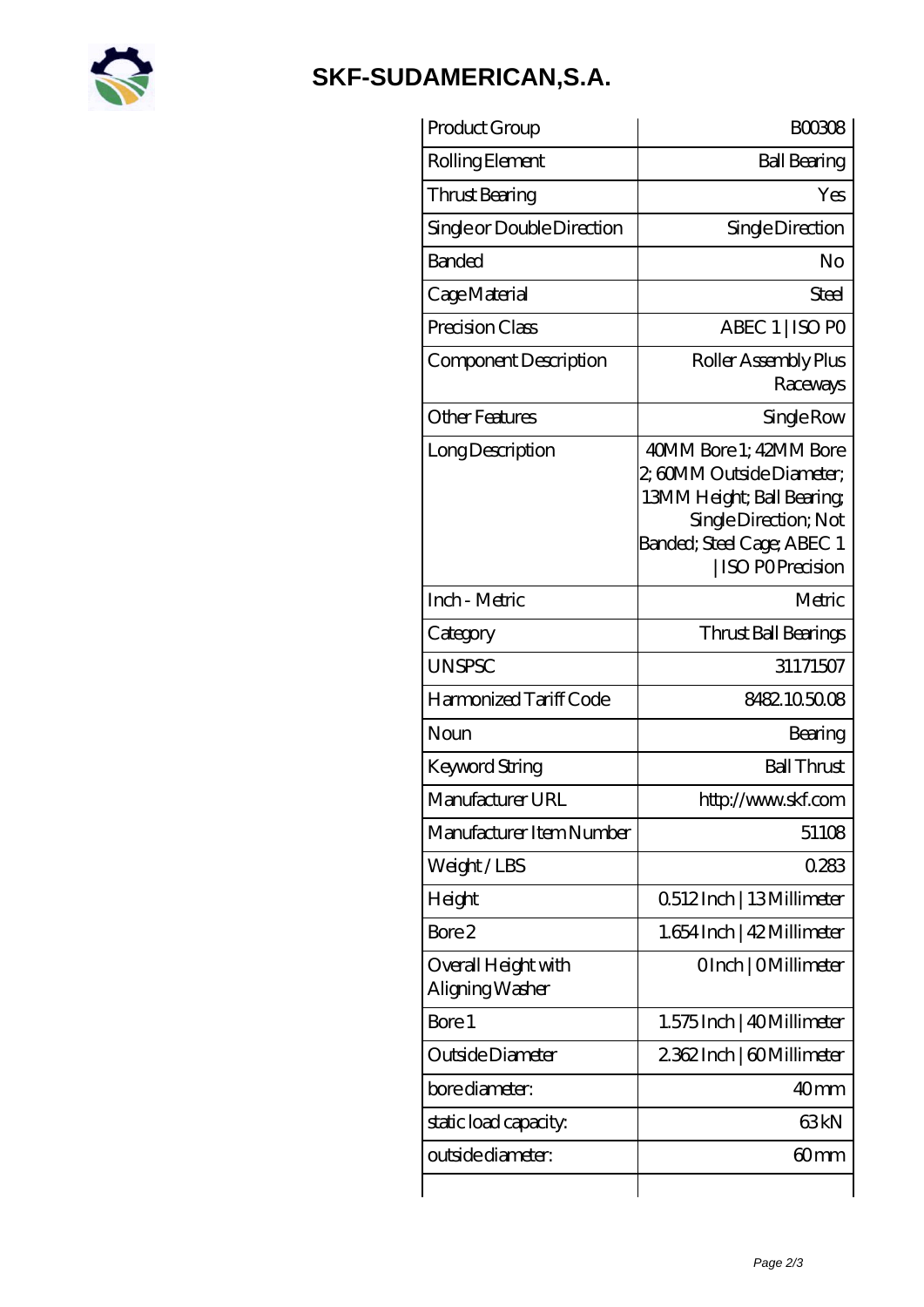# SKF-SUDAMERICAN,S.A.

| Product Group | B00308 |
|---|---|
| Rolling Element | Ball Bearing |
| Thrust Bearing | Yes |
| Single or Double Direction | Single Direction |
| Banded | No |
| Cage Material | Steel |
| Precision Class | ABEC 1 \| ISO P0 |
| Component Description | Roller Assembly Plus Raceways |
| Other Features | Single Row |
| Long Description | 40MM Bore 1; 42MM Bore 2; 60MM Outside Diameter; 13MM Height; Ball Bearing; Single Direction; Not Banded; Steel Cage; ABEC 1 \| ISO P0 Precision |
| Inch - Metric | Metric |
| Category | Thrust Ball Bearings |
| UNSPSC | 31171507 |
| Harmonized Tariff Code | 8482.10.50.08 |
| Noun | Bearing |
| Keyword String | Ball Thrust |
| Manufacturer URL | http://www.skf.com |
| Manufacturer Item Number | 51108 |
| Weight / LBS | 0.283 |
| Height | 0.512 Inch \| 13 Millimeter |
| Bore 2 | 1.654 Inch \| 42 Millimeter |
| Overall Height with Aligning Washer | 0 Inch \| 0 Millimeter |
| Bore 1 | 1.575 Inch \| 40 Millimeter |
| Outside Diameter | 2.362 Inch \| 60 Millimeter |
| bore diameter: | 40 mm |
| static load capacity: | 63 kN |
| outside diameter: | 60 mm |
| | |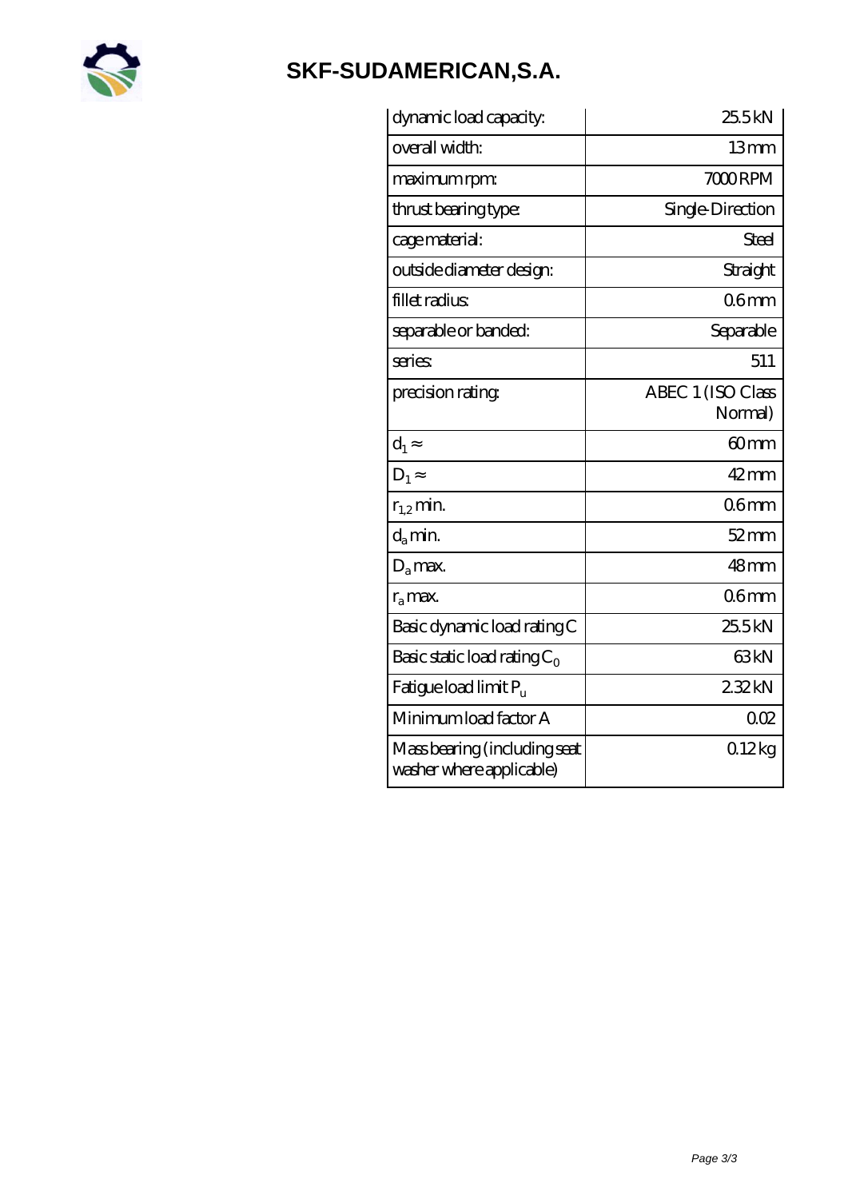# SKF-SUDAMERICAN,S.A.

| | |
|---|---|
| dynamic load capacity: | 25.5 kN |
| overall width: | 13 mm |
| maximum rpm: | 7000 RPM |
| thrust bearing type: | Single-Direction |
| cage material: | Steel |
| outside diameter design: | Straight |
| fillet radius: | 0.6 mm |
| separable or banded: | Separable |
| series: | 511 |
| precision rating: | ABEC 1 (ISO Class Normal) |
| $d_1 \approx$ | 60 mm |
| $D_1 \approx$ | 42 mm |
| $r_{1,2}$ min. | 0.6 mm |
| $d_a$ min. | 52 mm |
| $D_a$ max. | 48 mm |
| $r_a$ max. | 0.6 mm |
| Basic dynamic load rating C | 25.5 kN |
| Basic static load rating $C_0$ | 63 kN |
| Fatigue load limit $P_u$ | 2.32 kN |
| Minimum load factor A | 0.02 |
| Mass bearing (including seat washer where applicable) | 0.12 kg |